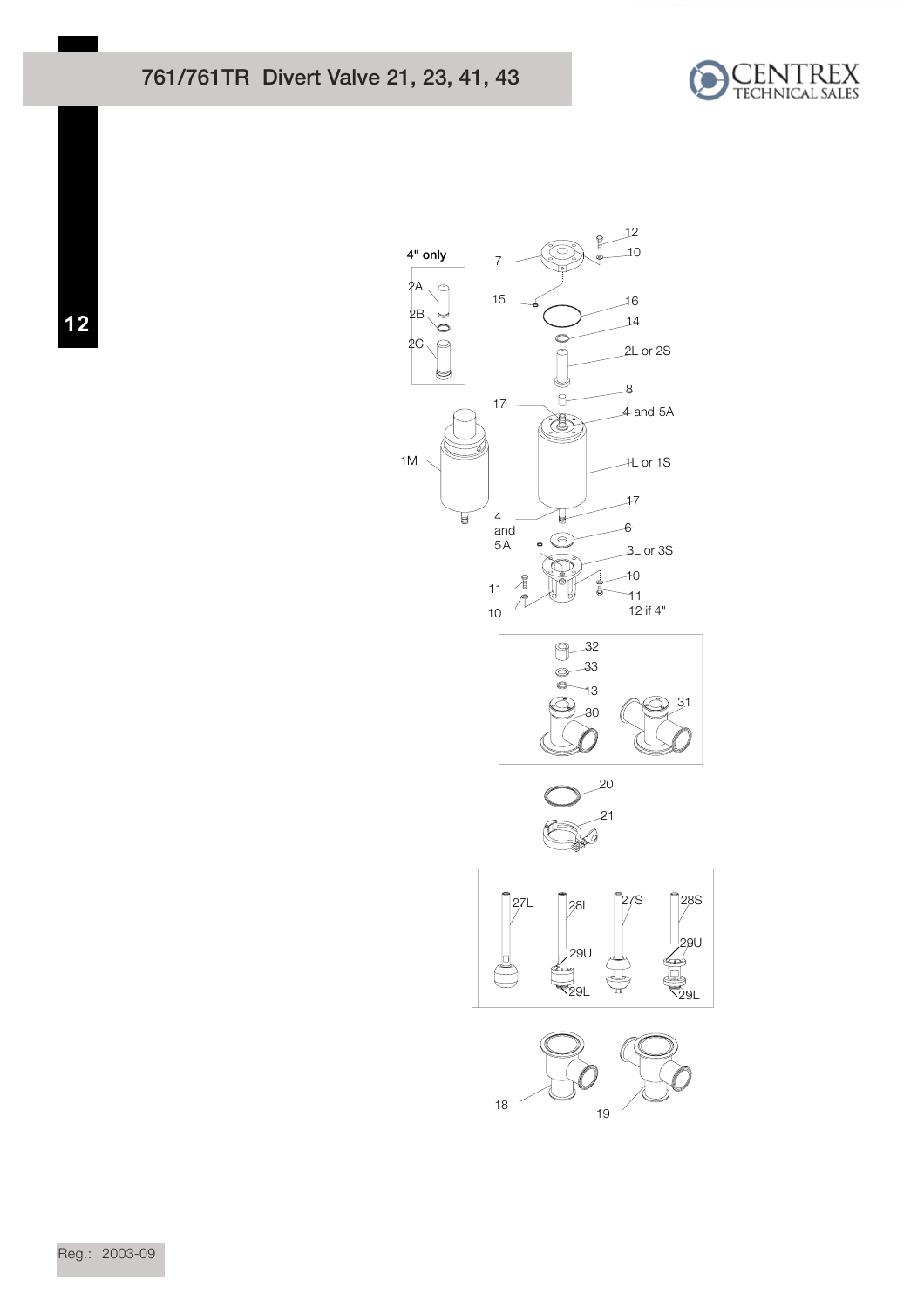# 761/761TR Divert Valve 21, 23, 41, 43

4" only

2A

2B

2C

1M

7

15

17

4 and 5A

11

10

12

10

16

14

2L or 2S

8

4 and 5A

1L or 1S

17

6

3L or 3S

10

11

12 if 4"

32

33

13

30

31

20

21

27L

28L

29U

29L

27S

28S

29U

29L

18

19

Reg.: 2003-09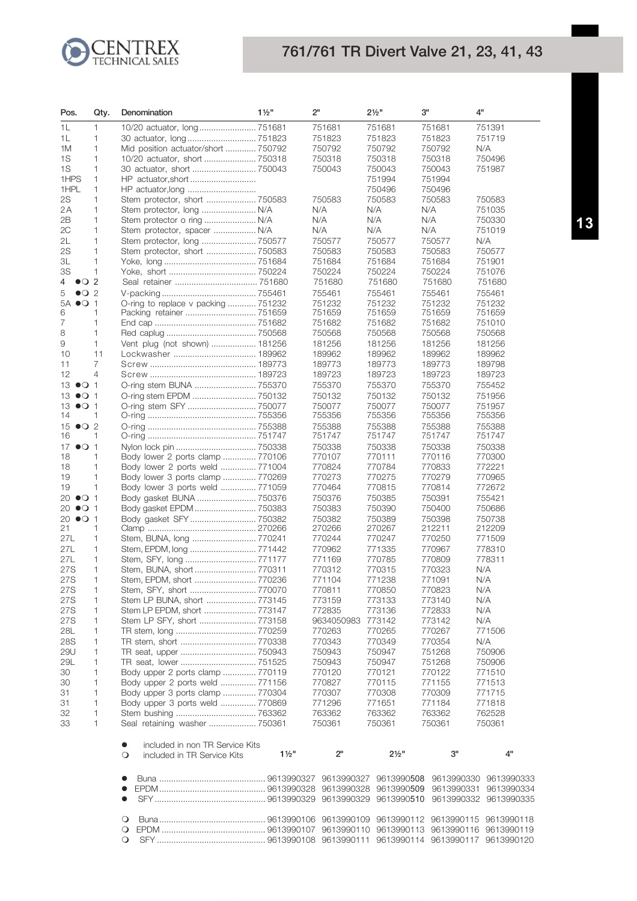# 761/761 TR Divert Valve 21, 23, 41, 43

| Pos. | Qty. | Denomination | 1½" | 2" | 2½" | 3" | 4" |
|---|---|---|---|---|---|---|---|
| 1L | 1 | 10/20 actuator, long | 751681 | 751681 | 751681 | 751681 | 751391 |
| 1L | 1 | 30 actuator, long | 751823 | 751823 | 751823 | 751823 | 751719 |
| 1M | 1 | Mid position actuator/short | 750792 | 750792 | 750792 | 750792 | N/A |
| 1S | 1 | 10/20 actuator, short | 750318 | 750318 | 750318 | 750318 | 750496 |
| 1S | 1 | 30 actuator, short | 750043 | 750043 | 750043 | 750043 | 751987 |
| 1HPS | 1 | HP actuator,short | | | 751994 | 751994 | |
| 1HPL | 1 | HP actuator,long | | | 750496 | 750496 | |
| 2S | 1 | Stem protector, short | 750583 | 750583 | 750583 | 750583 | 750583 |
| 2A | 1 | Stem protector, long | N/A | N/A | N/A | N/A | 751035 |
| 2B | 1 | Stem protector o ring | N/A | N/A | N/A | N/A | 750330 |
| 2C | 1 | Stem protector, spacer | N/A | N/A | N/A | N/A | 751019 |
| 2L | 1 | Stem protector, long | 750577 | 750577 | 750577 | 750577 | N/A |
| 2S | 1 | Stem protector, short | 750583 | 750583 | 750583 | 750583 | 750577 |
| 3L | 1 | Yoke, long | 751684 | 751684 | 751684 | 751684 | 751901 |
| 3S | 1 | Yoke, short | 750224 | 750224 | 750224 | 750224 | 751076 |
| 4 ●❍ | 2 | Seal retainer | 751680 | 751680 | 751680 | 751680 | 751680 |
| 5 ●❍ | 2 | V-packing | 755461 | 755461 | 755461 | 755461 | 755461 |
| 5A ●❍ | 1 | O-ring to replace v packing | 751232 | 751232 | 751232 | 751232 | 751232 |
| 6 | 1 | Packing retainer | 751659 | 751659 | 751659 | 751659 | 751659 |
| 7 | 1 | End cap | 751682 | 751682 | 751682 | 751682 | 751010 |
| 8 | 1 | Red caplug | 750568 | 750568 | 750568 | 750568 | 750568 |
| 9 | 1 | Vent plug (not shown) | 181256 | 181256 | 181256 | 181256 | 181256 |
| 10 | 11 | Lockwasher | 189962 | 189962 | 189962 | 189962 | 189962 |
| 11 | 7 | Screw | 189773 | 189773 | 189773 | 189773 | 189798 |
| 12 | 4 | Screw | 189723 | 189723 | 189723 | 189723 | 189723 |
| 13 ●❍ | 1 | O-ring stem BUNA | 755370 | 755370 | 755370 | 755370 | 755452 |
| 13 ●❍ | 1 | O-ring stem EPDM | 750132 | 750132 | 750132 | 750132 | 751956 |
| 13 ●❍ | 1 | O-ring stem SFY | 750077 | 750077 | 750077 | 750077 | 751957 |
| 14 | 1 | O-ring | 755356 | 755356 | 755356 | 755356 | 755356 |
| 15 ●❍ | 2 | O-ring | 755388 | 755388 | 755388 | 755388 | 755388 |
| 16 | 1 | O-ring | 751747 | 751747 | 751747 | 751747 | 751747 |
| 17 ●❍ | 1 | Nylon lock pin | 750338 | 750338 | 750338 | 750338 | 750338 |
| 18 | 1 | Body lower 2 ports clamp | 770106 | 770107 | 770111 | 770116 | 770300 |
| 18 | 1 | Body lower 2 ports weld | 771004 | 770824 | 770784 | 770833 | 772221 |
| 19 | 1 | Body lower 3 ports clamp | 770269 | 770273 | 770275 | 770279 | 770965 |
| 19 | 1 | Body lower 3 ports weld | 771059 | 770464 | 770815 | 770814 | 772672 |
| 20 ●❍ | 1 | Body gasket BUNA | 750376 | 750376 | 750385 | 750391 | 755421 |
| 20 ●❍ | 1 | Body gasket EPDM | 750383 | 750383 | 750390 | 750400 | 750686 |
| 20 ●❍ | 1 | Body gasket SFY | 750382 | 750382 | 750389 | 750398 | 750738 |
| 21 | 1 | Clamp | 270266 | 270266 | 270267 | 212211 | 212209 |
| 27L | 1 | Stem, BUNA, long | 770241 | 770244 | 770247 | 770250 | 771509 |
| 27L | 1 | Stem, EPDM, long | 771442 | 770962 | 771335 | 770967 | 778310 |
| 27L | 1 | Stem, SFY, long | 771177 | 771169 | 770785 | 770809 | 778311 |
| 27S | 1 | Stem, BUNA, short | 770311 | 770312 | 770315 | 770323 | N/A |
| 27S | 1 | Stem, EPDM, short | 770236 | 771104 | 771238 | 771091 | N/A |
| 27S | 1 | Stem, SFY, short | 770070 | 770811 | 770850 | 770823 | N/A |
| 27S | 1 | Stem LP BUNA, short | 773145 | 773159 | 773133 | 773140 | N/A |
| 27S | 1 | Stem LP EPDM, short | 773147 | 772835 | 773136 | 772833 | N/A |
| 27S | 1 | Stem LP SFY, short | 773158 | 9634050983 | 773142 | 773142 | N/A |
| 28L | 1 | TR stem, long | 770259 | 770263 | 770265 | 770267 | 771506 |
| 28S | 1 | TR stem, short | 770338 | 770343 | 770349 | 770354 | N/A |
| 29U | 1 | TR seat, upper | 750943 | 750943 | 750947 | 751268 | 750906 |
| 29L | 1 | TR seat, lower | 751525 | 750943 | 750947 | 751268 | 750906 |
| 30 | 1 | Body upper 2 ports clamp | 770119 | 770120 | 770121 | 770122 | 771510 |
| 30 | 1 | Body upper 2 ports weld | 771156 | 770827 | 770115 | 771155 | 771513 |
| 31 | 1 | Body upper 3 ports clamp | 770304 | 770307 | 770308 | 770309 | 771715 |
| 31 | 1 | Body upper 3 ports weld | 770869 | 771296 | 771651 | 771184 | 771818 |
| 32 | 1 | Stem bushing | 763362 | 763362 | 763362 | 763362 | 762528 |
| 33 | 1 | Seal retaining washer | 750361 | 750361 | 750361 | 750361 | 750361 |

● included in non TR Service Kits
❍ included in TR Service Kits

| | 1½" | 2" | 2½" | 3" | 4" |
|---|---|---|---|---|---|
| ● Buna | 9613990327 | 9613990327 | 9613990**508** | 9613990330 | 9613990333 |
| ● EPDM | 9613990328 | 9613990328 | 9613990**509** | 9613990331 | 9613990334 |
| ● SFY | 9613990329 | 9613990329 | 9613990**510** | 9613990332 | 9613990335 |
| ❍ Buna | 9613990106 | 9613990109 | 9613990112 | 9613990115 | 9613990118 |
| ❍ EPDM | 9613990107 | 9613990110 | 9613990113 | 9613990116 | 9613990119 |
| ❍ SFY | 9613990108 | 9613990111 | 9613990114 | 9613990117 | 9613990120 |